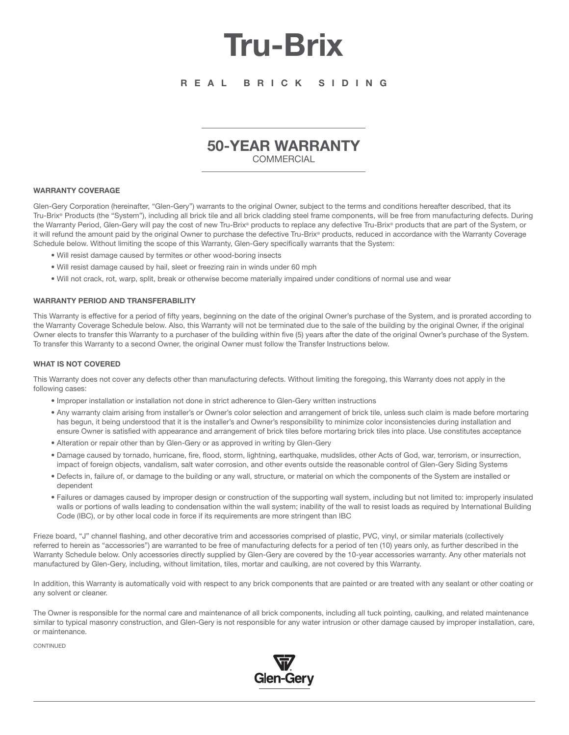# Tru-Brix

REAL BRICK SIDING

## 50-YEAR WARRANTY

COMMERCIAL

### WARRANTY COVERAGE

Glen-Gery Corporation (hereinafter, "Glen-Gery") warrants to the original Owner, subject to the terms and conditions hereafter described, that its Tru-Brix® Products (the "System"), including all brick tile and all brick cladding steel frame components, will be free from manufacturing defects. During the Warranty Period, Glen-Gery will pay the cost of new Tru-Brix® products to replace any defective Tru-Brix® products that are part of the System, or it will refund the amount paid by the original Owner to purchase the defective Tru-Brix® products, reduced in accordance with the Warranty Coverage Schedule below. Without limiting the scope of this Warranty, Glen-Gery specifically warrants that the System:

- Will resist damage caused by termites or other wood-boring insects
- Will resist damage caused by hail, sleet or freezing rain in winds under 60 mph
- Will not crack, rot, warp, split, break or otherwise become materially impaired under conditions of normal use and wear

### WARRANTY PERIOD AND TRANSFERABILITY

This Warranty is effective for a period of fifty years, beginning on the date of the original Owner's purchase of the System, and is prorated according to the Warranty Coverage Schedule below. Also, this Warranty will not be terminated due to the sale of the building by the original Owner, if the original Owner elects to transfer this Warranty to a purchaser of the building within five (5) years after the date of the original Owner's purchase of the System. To transfer this Warranty to a second Owner, the original Owner must follow the Transfer Instructions below.

### WHAT IS NOT COVERED

This Warranty does not cover any defects other than manufacturing defects. Without limiting the foregoing, this Warranty does not apply in the following cases:

- Improper installation or installation not done in strict adherence to Glen-Gery written instructions
- Any warranty claim arising from installer's or Owner's color selection and arrangement of brick tile, unless such claim is made before mortaring has begun, it being understood that it is the installer's and Owner's responsibility to minimize color inconsistencies during installation and ensure Owner is satisfied with appearance and arrangement of brick tiles before mortaring brick tiles into place. Use constitutes acceptance
- Alteration or repair other than by Glen-Gery or as approved in writing by Glen-Gery
- Damage caused by tornado, hurricane, fire, flood, storm, lightning, earthquake, mudslides, other Acts of God, war, terrorism, or insurrection, impact of foreign objects, vandalism, salt water corrosion, and other events outside the reasonable control of Glen-Gery Siding Systems
- Defects in, failure of, or damage to the building or any wall, structure, or material on which the components of the System are installed or dependent
- Failures or damages caused by improper design or construction of the supporting wall system, including but not limited to: improperly insulated walls or portions of walls leading to condensation within the wall system; inability of the wall to resist loads as required by International Building Code (IBC), or by other local code in force if its requirements are more stringent than IBC

Frieze board, "J" channel flashing, and other decorative trim and accessories comprised of plastic, PVC, vinyl, or similar materials (collectively referred to herein as "accessories") are warranted to be free of manufacturing defects for a period of ten (10) years only, as further described in the Warranty Schedule below. Only accessories directly supplied by Glen-Gery are covered by the 10-year accessories warranty. Any other materials not manufactured by Glen-Gery, including, without limitation, tiles, mortar and caulking, are not covered by this Warranty.

In addition, this Warranty is automatically void with respect to any brick components that are painted or are treated with any sealant or other coating or any solvent or cleaner.

The Owner is responsible for the normal care and maintenance of all brick components, including all tuck pointing, caulking, and related maintenance similar to typical masonry construction, and Glen-Gery is not responsible for any water intrusion or other damage caused by improper installation, care, or maintenance.

CONTINUED

Glen-Gery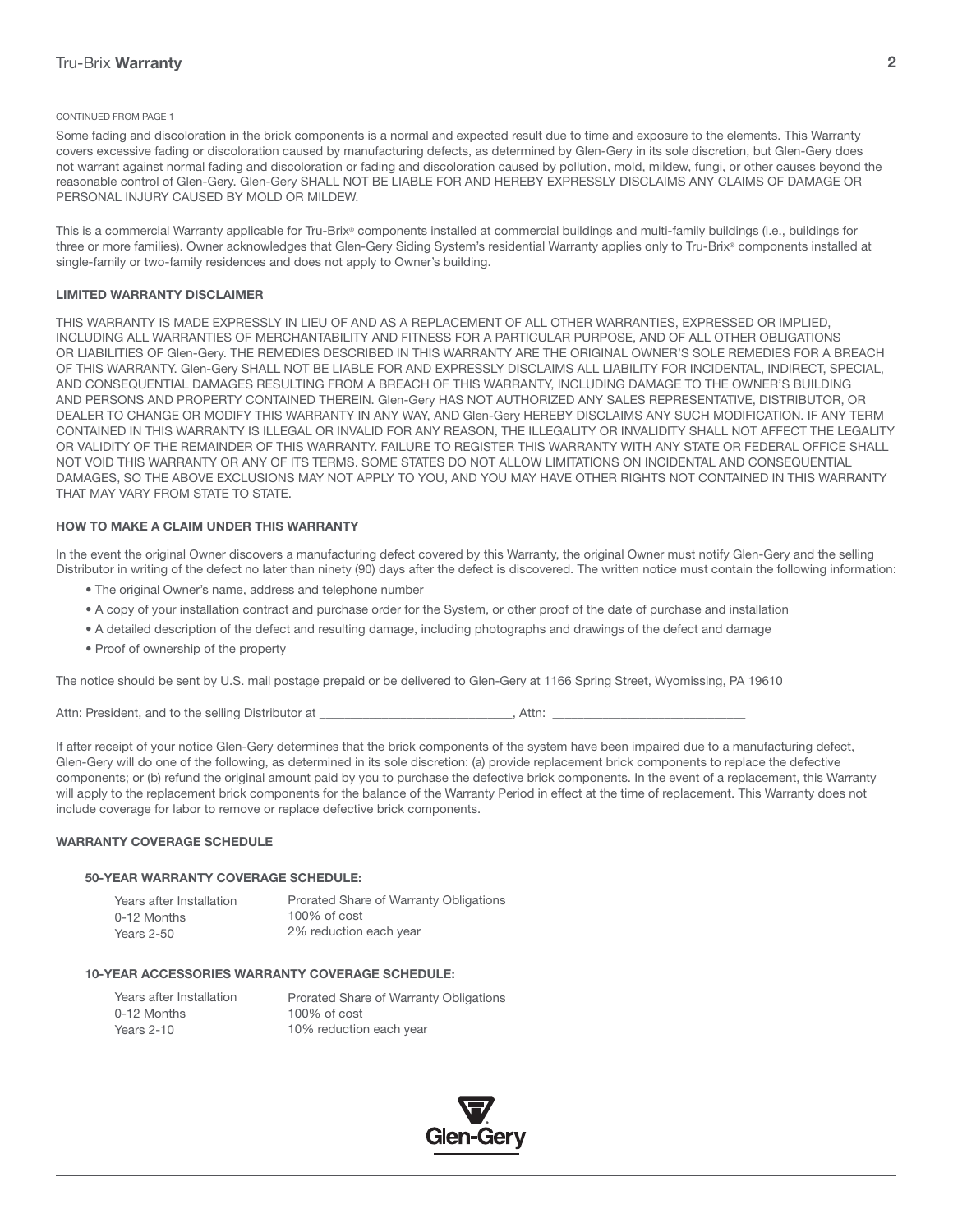CONTINUED FROM PAGE 1

Some fading and discoloration in the brick components is a normal and expected result due to time and exposure to the elements. This Warranty covers excessive fading or discoloration caused by manufacturing defects, as determined by Glen-Gery in its sole discretion, but Glen-Gery does not warrant against normal fading and discoloration or fading and discoloration caused by pollution, mold, mildew, fungi, or other causes beyond the reasonable control of Glen-Gery. Glen-Gery SHALL NOT BE LIABLE FOR AND HEREBY EXPRESSLY DISCLAIMS ANY CLAIMS OF DAMAGE OR PERSONAL INJURY CAUSED BY MOLD OR MILDEW.

This is a commercial Warranty applicable for Tru-Brix® components installed at commercial buildings and multi-family buildings (i.e., buildings for three or more families). Owner acknowledges that Glen-Gery Siding System's residential Warranty applies only to Tru-Brix® components installed at single-family or two-family residences and does not apply to Owner's building.

### LIMITED WARRANTY DISCLAIMER

THIS WARRANTY IS MADE EXPRESSLY IN LIEU OF AND AS A REPLACEMENT OF ALL OTHER WARRANTIES, EXPRESSED OR IMPLIED, INCLUDING ALL WARRANTIES OF MERCHANTABILITY AND FITNESS FOR A PARTICULAR PURPOSE, AND OF ALL OTHER OBLIGATIONS OR LIABILITIES OF Glen-Gery. THE REMEDIES DESCRIBED IN THIS WARRANTY ARE THE ORIGINAL OWNER'S SOLE REMEDIES FOR A BREACH OF THIS WARRANTY. Glen-Gery SHALL NOT BE LIABLE FOR AND EXPRESSLY DISCLAIMS ALL LIABILITY FOR INCIDENTAL, INDIRECT, SPECIAL, AND CONSEQUENTIAL DAMAGES RESULTING FROM A BREACH OF THIS WARRANTY, INCLUDING DAMAGE TO THE OWNER'S BUILDING AND PERSONS AND PROPERTY CONTAINED THEREIN. Glen-Gery HAS NOT AUTHORIZED ANY SALES REPRESENTATIVE, DISTRIBUTOR, OR DEALER TO CHANGE OR MODIFY THIS WARRANTY IN ANY WAY, AND Glen-Gery HEREBY DISCLAIMS ANY SUCH MODIFICATION. IF ANY TERM CONTAINED IN THIS WARRANTY IS ILLEGAL OR INVALID FOR ANY REASON, THE ILLEGALITY OR INVALIDITY SHALL NOT AFFECT THE LEGALITY OR VALIDITY OF THE REMAINDER OF THIS WARRANTY. FAILURE TO REGISTER THIS WARRANTY WITH ANY STATE OR FEDERAL OFFICE SHALL NOT VOID THIS WARRANTY OR ANY OF ITS TERMS. SOME STATES DO NOT ALLOW LIMITATIONS ON INCIDENTAL AND CONSEQUENTIAL DAMAGES, SO THE ABOVE EXCLUSIONS MAY NOT APPLY TO YOU, AND YOU MAY HAVE OTHER RIGHTS NOT CONTAINED IN THIS WARRANTY THAT MAY VARY FROM STATE TO STATE.

### HOW TO MAKE A CLAIM UNDER THIS WARRANTY

In the event the original Owner discovers a manufacturing defect covered by this Warranty, the original Owner must notify Glen-Gery and the selling Distributor in writing of the defect no later than ninety (90) days after the defect is discovered. The written notice must contain the following information:

- The original Owner's name, address and telephone number
- A copy of your installation contract and purchase order for the System, or other proof of the date of purchase and installation
- A detailed description of the defect and resulting damage, including photographs and drawings of the defect and damage
- Proof of ownership of the property

The notice should be sent by U.S. mail postage prepaid or be delivered to Glen-Gery at 1166 Spring Street, Wyomissing, PA 19610

Attn: President, and to the selling Distributor at ______________________________, Attn: ______________________________

If after receipt of your notice Glen-Gery determines that the brick components of the system have been impaired due to a manufacturing defect, Glen-Gery will do one of the following, as determined in its sole discretion: (a) provide replacement brick components to replace the defective components; or (b) refund the original amount paid by you to purchase the defective brick components. In the event of a replacement, this Warranty will apply to the replacement brick components for the balance of the Warranty Period in effect at the time of replacement. This Warranty does not include coverage for labor to remove or replace defective brick components.

### WARRANTY COVERAGE SCHEDULE

#### 50-YEAR WARRANTY COVERAGE SCHEDULE:

| Years after Installation | Prorated Share of Warranty Obligations |
| --- | --- |
| 0-12 Months | 100% of cost |
| Years 2-50 | 2% reduction each year |

#### 10-YEAR ACCESSORIES WARRANTY COVERAGE SCHEDULE:

| Years after Installation | Prorated Share of Warranty Obligations |
| --- | --- |
| 0-12 Months | 100% of cost |
| Years 2-10 | 10% reduction each year |

Glen-Gery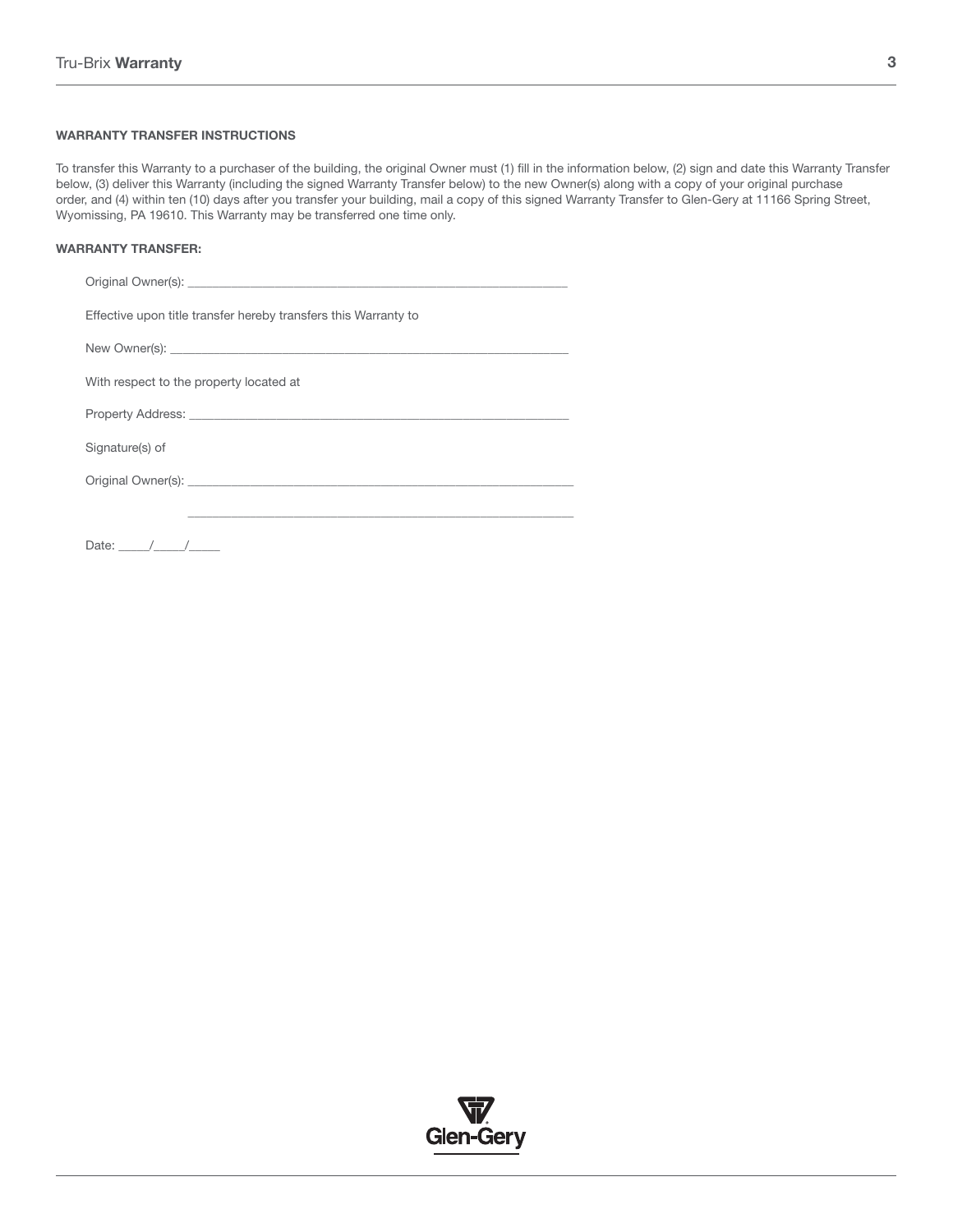## WARRANTY TRANSFER INSTRUCTIONS

To transfer this Warranty to a purchaser of the building, the original Owner must (1) fill in the information below, (2) sign and date this Warranty Transfer below, (3) deliver this Warranty (including the signed Warranty Transfer below) to the new Owner(s) along with a copy of your original purchase order, and (4) within ten (10) days after you transfer your building, mail a copy of this signed Warranty Transfer to Glen-Gery at 11166 Spring Street, Wyomissing, PA 19610. This Warranty may be transferred one time only.

## WARRANTY TRANSFER:

Original Owner(s): ____________________________________________________________

Effective upon title transfer hereby transfers this Warranty to

New Owner(s): ________________________________________________________________

With respect to the property located at

Property Address: ______________________________________________________________

Signature(s) of

Original Owner(s): _____________________________________________________________

_____________________________________________________________

Date: _____/_____/_____

Glen-Gery